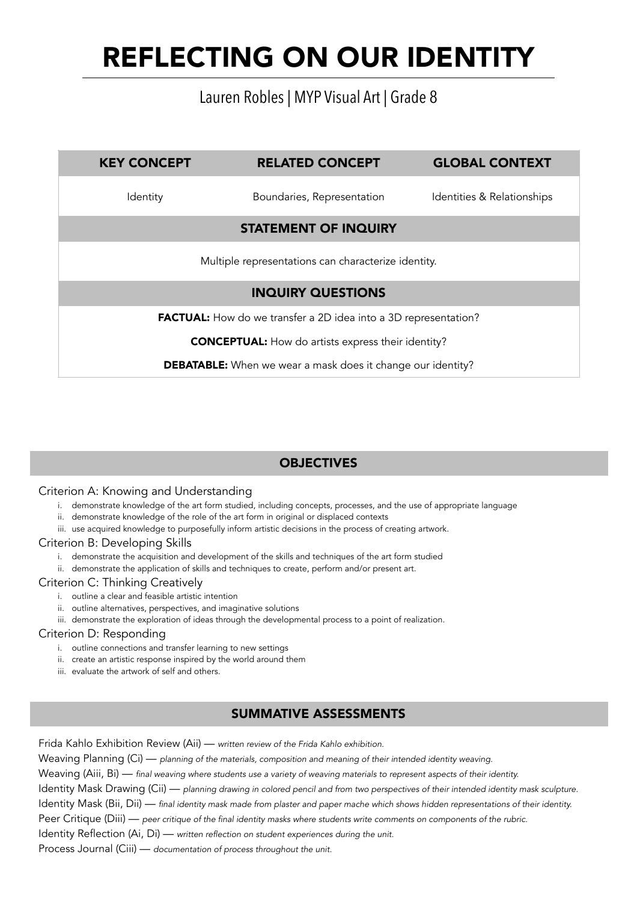# REFLECTING ON OUR IDENTITY

Lauren Robles | MYP Visual Art | Grade 8

| KEY CONCEPT | RELATED CONCEPT | GLOBAL CONTEXT |
|---|---|---|
| Identity | Boundaries, Representation | Identities & Relationships |
| **STATEMENT OF INQUIRY** | | |
| Multiple representations can characterize identity. | | |
| **INQUIRY QUESTIONS** | | |
| **FACTUAL:** How do we transfer a 2D idea into a 3D representation? | | |
| **CONCEPTUAL:** How do artists express their identity? | | |
| **DEBATABLE:** When we wear a mask does it change our identity? | | |

## OBJECTIVES

Criterion A: Knowing and Understanding

i. demonstrate knowledge of the art form studied, including concepts, processes, and the use of appropriate language
ii. demonstrate knowledge of the role of the art form in original or displaced contexts
iii. use acquired knowledge to purposefully inform artistic decisions in the process of creating artwork.

Criterion B: Developing Skills

i. demonstrate the acquisition and development of the skills and techniques of the art form studied
ii. demonstrate the application of skills and techniques to create, perform and/or present art.

Criterion C: Thinking Creatively

i. outline a clear and feasible artistic intention
ii. outline alternatives, perspectives, and imaginative solutions
iii. demonstrate the exploration of ideas through the developmental process to a point of realization.

Criterion D: Responding

i. outline connections and transfer learning to new settings
ii. create an artistic response inspired by the world around them
iii. evaluate the artwork of self and others.

## SUMMATIVE ASSESSMENTS

Frida Kahlo Exhibition Review (Aii) — *written review of the Frida Kahlo exhibition.*

Weaving Planning (Ci) — *planning of the materials, composition and meaning of their intended identity weaving.*

Weaving (Aiii, Bi) — *final weaving where students use a variety of weaving materials to represent aspects of their identity.*

Identity Mask Drawing (Cii) — *planning drawing in colored pencil and from two perspectives of their intended identity mask sculpture.*

Identity Mask (Bii, Dii) — *final identity mask made from plaster and paper mache which shows hidden representations of their identity.*

Peer Critique (Diii) — *peer critique of the final identity masks where students write comments on components of the rubric.*

Identity Reflection (Ai, Di) — *written reflection on student experiences during the unit.*

Process Journal (Ciii) — *documentation of process throughout the unit.*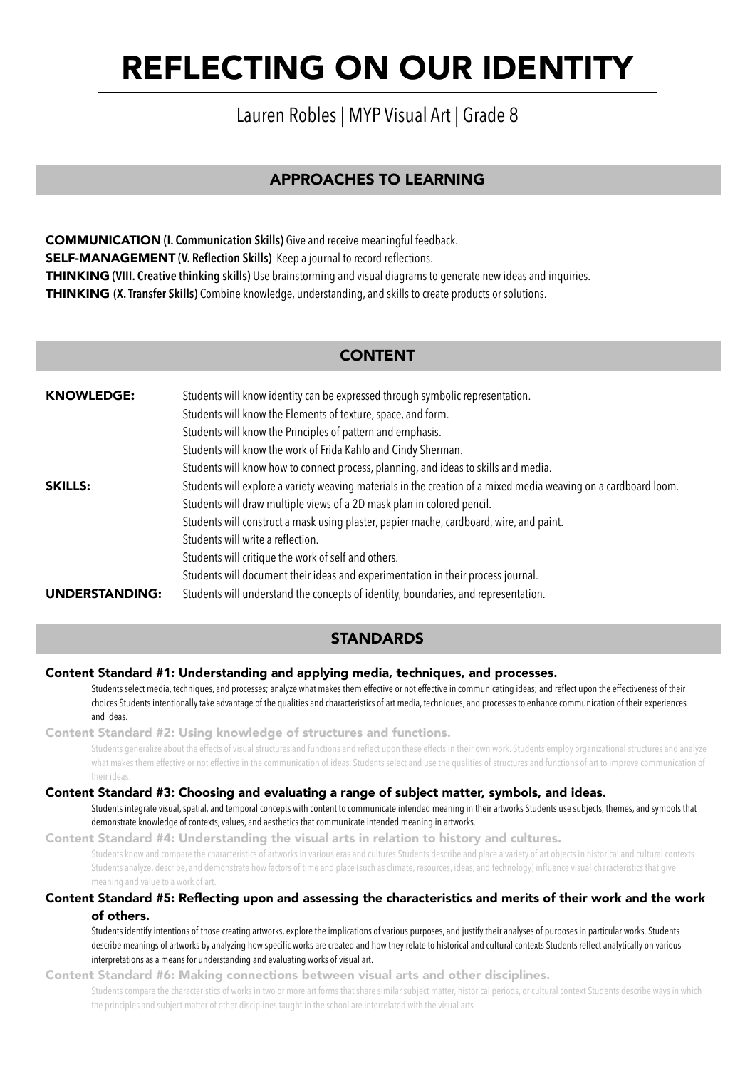# REFLECTING ON OUR IDENTITY

Lauren Robles | MYP Visual Art | Grade 8

## APPROACHES TO LEARNING

**COMMUNICATION (I. Communication Skills)** Give and receive meaningful feedback.
**SELF-MANAGEMENT (V. Reflection Skills)** Keep a journal to record reflections.
**THINKING (VIII. Creative thinking skills)** Use brainstorming and visual diagrams to generate new ideas and inquiries.
**THINKING (X. Transfer Skills)** Combine knowledge, understanding, and skills to create products or solutions.

## CONTENT

| | |
|---|---|
| **KNOWLEDGE:** | Students will know identity can be expressed through symbolic representation. |
| | Students will know the Elements of texture, space, and form. |
| | Students will know the Principles of pattern and emphasis. |
| | Students will know the work of Frida Kahlo and Cindy Sherman. |
| | Students will know how to connect process, planning, and ideas to skills and media. |
| **SKILLS:** | Students will explore a variety weaving materials in the creation of a mixed media weaving on a cardboard loom. |
| | Students will draw multiple views of a 2D mask plan in colored pencil. |
| | Students will construct a mask using plaster, papier mache, cardboard, wire, and paint. |
| | Students will write a reflection. |
| | Students will critique the work of self and others. |
| | Students will document their ideas and experimentation in their process journal. |
| **UNDERSTANDING:** | Students will understand the concepts of identity, boundaries, and representation. |

## STANDARDS

### Content Standard #1: Understanding and applying media, techniques, and processes.

Students select media, techniques, and processes; analyze what makes them effective or not effective in communicating ideas; and reflect upon the effectiveness of their choices Students intentionally take advantage of the qualities and characteristics of art media, techniques, and processes to enhance communication of their experiences and ideas.

### Content Standard #2: Using knowledge of structures and functions.

Students generalize about the effects of visual structures and functions and reflect upon these effects in their own work. Students employ organizational structures and analyze what makes them effective or not effective in the communication of ideas. Students select and use the qualities of structures and functions of art to improve communication of their ideas.

### Content Standard #3: Choosing and evaluating a range of subject matter, symbols, and ideas.

Students integrate visual, spatial, and temporal concepts with content to communicate intended meaning in their artworks Students use subjects, themes, and symbols that demonstrate knowledge of contexts, values, and aesthetics that communicate intended meaning in artworks.

### Content Standard #4: Understanding the visual arts in relation to history and cultures.

Students know and compare the characteristics of artworks in various eras and cultures Students describe and place a variety of art objects in historical and cultural contexts Students analyze, describe, and demonstrate how factors of time and place (such as climate, resources, ideas, and technology) influence visual characteristics that give meaning and value to a work of art.

### Content Standard #5: Reflecting upon and assessing the characteristics and merits of their work and the work of others.

Students identify intentions of those creating artworks, explore the implications of various purposes, and justify their analyses of purposes in particular works. Students describe meanings of artworks by analyzing how specific works are created and how they relate to historical and cultural contexts Students reflect analytically on various interpretations as a means for understanding and evaluating works of visual art.

### Content Standard #6: Making connections between visual arts and other disciplines.

Students compare the characteristics of works in two or more art forms that share similar subject matter, historical periods, or cultural context Students describe ways in which the principles and subject matter of other disciplines taught in the school are interrelated with the visual arts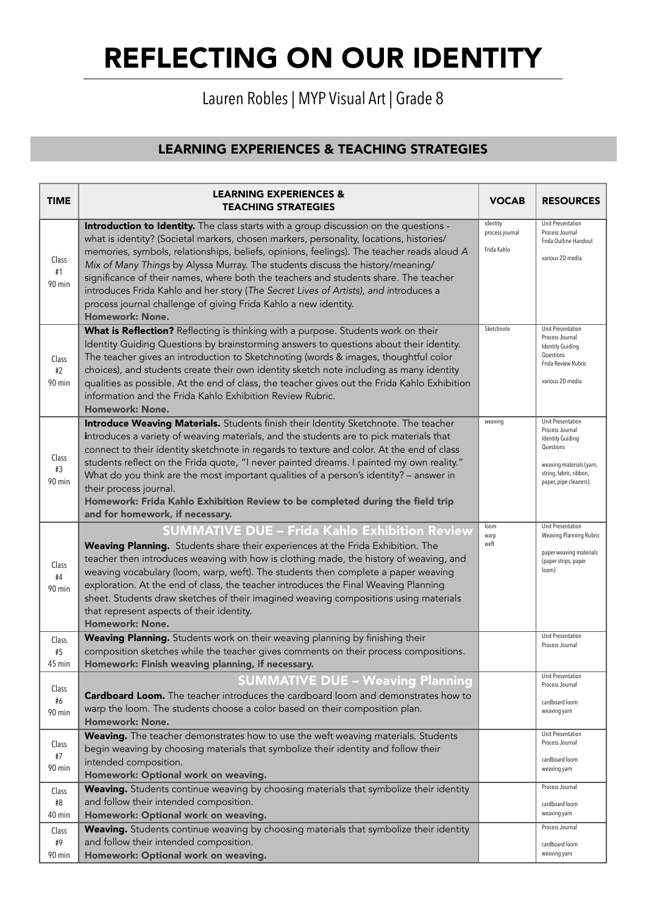# REFLECTING ON OUR IDENTITY

Lauren Robles | MYP Visual Art | Grade 8

## LEARNING EXPERIENCES & TEACHING STRATEGIES

| TIME | LEARNING EXPERIENCES & TEACHING STRATEGIES | VOCAB | RESOURCES |
|---|---|---|---|
| Class #1 90 min | **Introduction to Identity.** The class starts with a group discussion on the questions - what is identity? (Societal markers, chosen markers, personality, locations, histories/ memories, symbols, relationships, beliefs, opinions, feelings). The teacher reads aloud *A Mix of Many Things* by Alyssa Murray. The students discuss the history/meaning/ significance of their names, where both the teachers and students share. The teacher introduces Frida Kahlo and her story (*The Secret Lives of Artists), and i*ntroduces a process journal challenge of giving Frida Kahlo a new identity. **Homework: None.** | identity process journal Frida Kahlo | Unit Presentation Process Journal Frida Outline Handout various 2D media |
| Class #2 90 min | **What is Reflection?** Reflecting is thinking with a purpose. Students work on their Identity Guiding Questions by brainstorming answers to questions about their identity. The teacher gives an introduction to Sketchnoting (words & images, thoughtful color choices), and students create their own identity sketch note including as many identity qualities as possible. At the end of class, the teacher gives out the Frida Kahlo Exhibition information and the Frida Kahlo Exhibition Review Rubric. **Homework: None.** | Sketchnote | Unit Presentation Process Journal Identity Guiding Questions Frida Review Rubric various 2D media |
| Class #3 90 min | **Introduce Weaving Materials.** Students finish their Identity Sketchnote. The teacher **i**ntroduces a variety of weaving materials, and the students are to pick materials that connect to their identity sketchnote in regards to texture and color. At the end of class students reflect on the Frida quote, "I never painted dreams. I painted my own reality." What do you think are the most important qualities of a person's identity? – answer in their process journal. **Homework: Frida Kahlo Exhibition Review to be completed during the field trip and for homework, if necessary.** | weaving | Unit Presentation Process Journal Identity Guiding Questions weaving materials (yarn, string, fabric, ribbon, paper, pipe cleaners). |
| Class #4 90 min | **SUMMATIVE DUE – Frida Kahlo Exhibition Review** **Weaving Planning.** Students share their experiences at the Frida Exhibition. The teacher then introduces weaving with how is clothing made, the history of weaving, and weaving vocabulary (loom, warp, weft). The students then complete a paper weaving exploration. At the end of class, the teacher introduces the Final Weaving Planning sheet. Students draw sketches of their imagined weaving compositions using materials that represent aspects of their identity. **Homework: None.** | loom warp weft | Unit Presentation Weaving Planning Rubric paper weaving materials (paper strips, paper loom) |
| Class #5 45 min | **Weaving Planning.** Students work on their weaving planning by finishing their composition sketches while the teacher gives comments on their process compositions. **Homework: Finish weaving planning, if necessary.** | | Unit Presentation Process Journal |
| Class #6 90 min | **SUMMATIVE DUE – Weaving Planning** **Cardboard Loom.** The teacher introduces the cardboard loom and demonstrates how to warp the loom. The students choose a color based on their composition plan. **Homework: None.** | | Unit Presentation Process Journal cardboard loom weaving yarn |
| Class #7 90 min | **Weaving.** The teacher demonstrates how to use the weft weaving materials. Students begin weaving by choosing materials that symbolize their identity and follow their intended composition. **Homework: Optional work on weaving.** | | Unit Presentation Process Journal cardboard loom weaving yarn |
| Class #8 40 min | **Weaving.** Students continue weaving by choosing materials that symbolize their identity and follow their intended composition. **Homework: Optional work on weaving.** | | Process Journal cardboard loom weaving yarn |
| Class #9 90 min | **Weaving.** Students continue weaving by choosing materials that symbolize their identity and follow their intended composition. **Homework: Optional work on weaving.** | | Process Journal cardboard loom weaving yarn |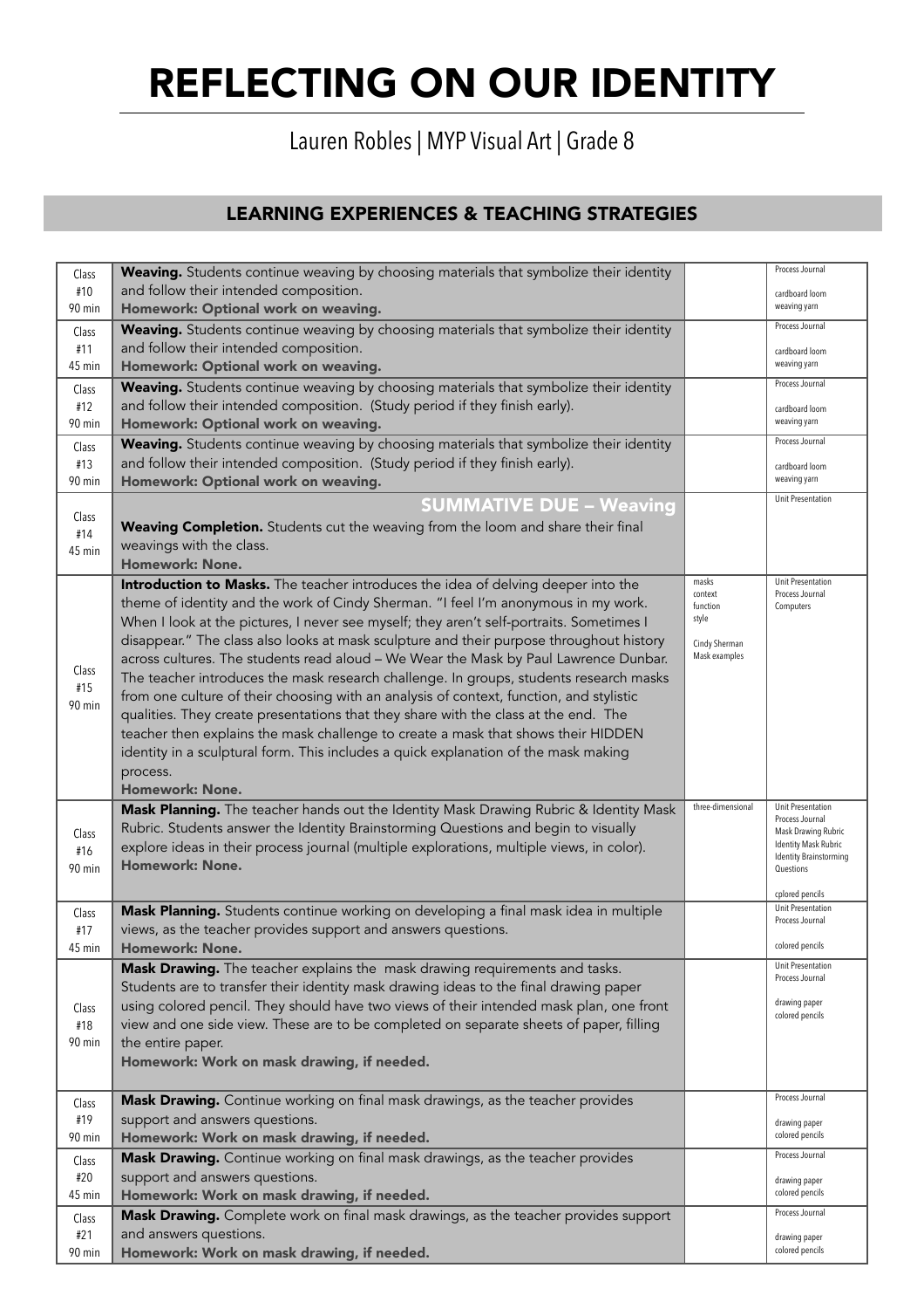# REFLECTING ON OUR IDENTITY

Lauren Robles | MYP Visual Art | Grade 8

## LEARNING EXPERIENCES & TEACHING STRATEGIES

| Class | Learning Experience | Vocabulary | Resources |
|---|---|---|---|
| Class #10 90 min | **Weaving.** Students continue weaving by choosing materials that symbolize their identity and follow their intended composition. **Homework: Optional work on weaving.** | | Process Journal<br>cardboard loom<br>weaving yarn |
| Class #11 45 min | **Weaving.** Students continue weaving by choosing materials that symbolize their identity and follow their intended composition. **Homework: Optional work on weaving.** | | Process Journal<br>cardboard loom<br>weaving yarn |
| Class #12 90 min | **Weaving.** Students continue weaving by choosing materials that symbolize their identity and follow their intended composition. (Study period if they finish early). **Homework: Optional work on weaving.** | | Process Journal<br>cardboard loom<br>weaving yarn |
| Class #13 90 min | **Weaving.** Students continue weaving by choosing materials that symbolize their identity and follow their intended composition. (Study period if they finish early). **Homework: Optional work on weaving.** | | Process Journal<br>cardboard loom<br>weaving yarn |
| Class #14 45 min | **SUMMATIVE DUE – Weaving**<br>**Weaving Completion.** Students cut the weaving from the loom and share their final weavings with the class. **Homework: None.** | | Unit Presentation |
| Class #15 90 min | **Introduction to Masks.** The teacher introduces the idea of delving deeper into the theme of identity and the work of Cindy Sherman. "I feel I'm anonymous in my work. When I look at the pictures, I never see myself; they aren't self-portraits. Sometimes I disappear." The class also looks at mask sculpture and their purpose throughout history across cultures. The students read aloud – We Wear the Mask by Paul Lawrence Dunbar. The teacher introduces the mask research challenge. In groups, students research masks from one culture of their choosing with an analysis of context, function, and stylistic qualities. They create presentations that they share with the class at the end. The teacher then explains the mask challenge to create a mask that shows their HIDDEN identity in a sculptural form. This includes a quick explanation of the mask making process. **Homework: None.** | masks<br>context<br>function<br>style<br>Cindy Sherman<br>Mask examples | Unit Presentation<br>Process Journal<br>Computers |
| Class #16 90 min | **Mask Planning.** The teacher hands out the Identity Mask Drawing Rubric & Identity Mask Rubric. Students answer the Identity Brainstorming Questions and begin to visually explore ideas in their process journal (multiple explorations, multiple views, in color). **Homework: None.** | three-dimensional | Unit Presentation<br>Process Journal<br>Mask Drawing Rubric<br>Identity Mask Rubric<br>Identity Brainstorming Questions<br>cplored pencils |
| Class #17 45 min | **Mask Planning.** Students continue working on developing a final mask idea in multiple views, as the teacher provides support and answers questions. **Homework: None.** | | Unit Presentation<br>Process Journal<br>colored pencils |
| Class #18 90 min | **Mask Drawing.** The teacher explains the mask drawing requirements and tasks. Students are to transfer their identity mask drawing ideas to the final drawing paper using colored pencil. They should have two views of their intended mask plan, one front view and one side view. These are to be completed on separate sheets of paper, filling the entire paper. **Homework: Work on mask drawing, if needed.** | | Unit Presentation<br>Process Journal<br>drawing paper<br>colored pencils |
| Class #19 90 min | **Mask Drawing.** Continue working on final mask drawings, as the teacher provides support and answers questions. **Homework: Work on mask drawing, if needed.** | | Process Journal<br>drawing paper<br>colored pencils |
| Class #20 45 min | **Mask Drawing.** Continue working on final mask drawings, as the teacher provides support and answers questions. **Homework: Work on mask drawing, if needed.** | | Process Journal<br>drawing paper<br>colored pencils |
| Class #21 90 min | **Mask Drawing.** Complete work on final mask drawings, as the teacher provides support and answers questions. **Homework: Work on mask drawing, if needed.** | | Process Journal<br>drawing paper<br>colored pencils |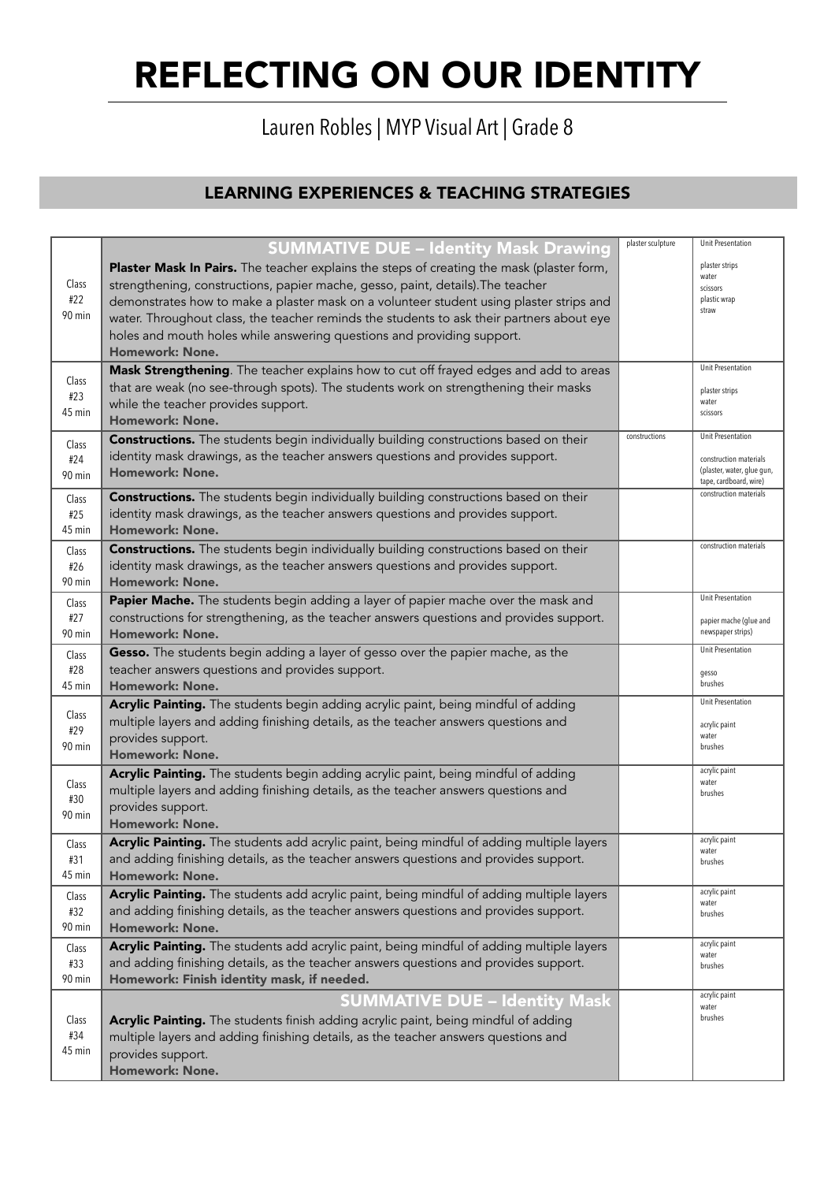# REFLECTING ON OUR IDENTITY

Lauren Robles | MYP Visual Art | Grade 8

## LEARNING EXPERIENCES & TEACHING STRATEGIES

| Class | Learning Experience | Assessment | Resources |
|---|---|---|---|
| Class #22 90 min | **SUMMATIVE DUE – Identity Mask Drawing** **Plaster Mask In Pairs.** The teacher explains the steps of creating the mask (plaster form, strengthening, constructions, papier mache, gesso, paint, details).The teacher demonstrates how to make a plaster mask on a volunteer student using plaster strips and water. Throughout class, the teacher reminds the students to ask their partners about eye holes and mouth holes while answering questions and providing support. **Homework: None.** | plaster sculpture | Unit Presentation; plaster strips; water; scissors; plastic wrap; straw |
| Class #23 45 min | **Mask Strengthening**. The teacher explains how to cut off frayed edges and add to areas that are weak (no see-through spots). The students work on strengthening their masks while the teacher provides support. **Homework: None.** | | Unit Presentation; plaster strips; water; scissors |
| Class #24 90 min | **Constructions.** The students begin individually building constructions based on their identity mask drawings, as the teacher answers questions and provides support. **Homework: None.** | constructions | Unit Presentation; construction materials (plaster, water, glue gun, tape, cardboard, wire) |
| Class #25 45 min | **Constructions.** The students begin individually building constructions based on their identity mask drawings, as the teacher answers questions and provides support. **Homework: None.** | | construction materials |
| Class #26 90 min | **Constructions.** The students begin individually building constructions based on their identity mask drawings, as the teacher answers questions and provides support. **Homework: None.** | | construction materials |
| Class #27 90 min | **Papier Mache.** The students begin adding a layer of papier mache over the mask and constructions for strengthening, as the teacher answers questions and provides support. **Homework: None.** | | Unit Presentation; papier mache (glue and newspaper strips) |
| Class #28 45 min | **Gesso.** The students begin adding a layer of gesso over the papier mache, as the teacher answers questions and provides support. **Homework: None.** | | Unit Presentation; gesso; brushes |
| Class #29 90 min | **Acrylic Painting.** The students begin adding acrylic paint, being mindful of adding multiple layers and adding finishing details, as the teacher answers questions and provides support. **Homework: None.** | | Unit Presentation; acrylic paint; water; brushes |
| Class #30 90 min | **Acrylic Painting.** The students begin adding acrylic paint, being mindful of adding multiple layers and adding finishing details, as the teacher answers questions and provides support. **Homework: None.** | | acrylic paint; water; brushes |
| Class #31 45 min | **Acrylic Painting.** The students add acrylic paint, being mindful of adding multiple layers and adding finishing details, as the teacher answers questions and provides support. **Homework: None.** | | acrylic paint; water; brushes |
| Class #32 90 min | **Acrylic Painting.** The students add acrylic paint, being mindful of adding multiple layers and adding finishing details, as the teacher answers questions and provides support. **Homework: None.** | | acrylic paint; water; brushes |
| Class #33 90 min | **Acrylic Painting.** The students add acrylic paint, being mindful of adding multiple layers and adding finishing details, as the teacher answers questions and provides support. **Homework: Finish identity mask, if needed.** | | acrylic paint; water; brushes |
| Class #34 45 min | **SUMMATIVE DUE – Identity Mask** **Acrylic Painting.** The students finish adding acrylic paint, being mindful of adding multiple layers and adding finishing details, as the teacher answers questions and provides support. **Homework: None.** | | acrylic paint; water; brushes |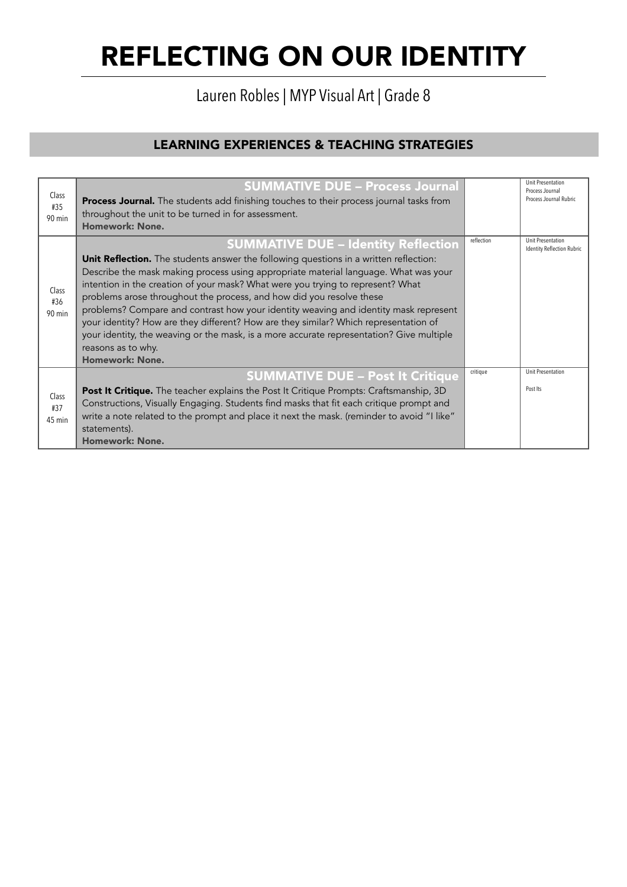# REFLECTING ON OUR IDENTITY

Lauren Robles | MYP Visual Art | Grade 8

## LEARNING EXPERIENCES & TEACHING STRATEGIES

| | | | |
|---|---|---|---|
| Class #35 90 min | **SUMMATIVE DUE – Process Journal** **Process Journal.** The students add finishing touches to their process journal tasks from throughout the unit to be turned in for assessment. **Homework: None.** | | Unit Presentation Process Journal Process Journal Rubric |
| Class #36 90 min | **SUMMATIVE DUE – Identity Reflection** **Unit Reflection.** The students answer the following questions in a written reflection: Describe the mask making process using appropriate material language. What was your intention in the creation of your mask? What were you trying to represent? What problems arose throughout the process, and how did you resolve these problems? Compare and contrast how your identity weaving and identity mask represent your identity? How are they different? How are they similar? Which representation of your identity, the weaving or the mask, is a more accurate representation? Give multiple reasons as to why. **Homework: None.** | reflection | Unit Presentation Identity Reflection Rubric |
| Class #37 45 min | **SUMMATIVE DUE – Post It Critique** **Post It Critique.** The teacher explains the Post It Critique Prompts: Craftsmanship, 3D Constructions, Visually Engaging. Students find masks that fit each critique prompt and write a note related to the prompt and place it next the mask. (reminder to avoid "I like" statements). **Homework: None.** | critique | Unit Presentation Post Its |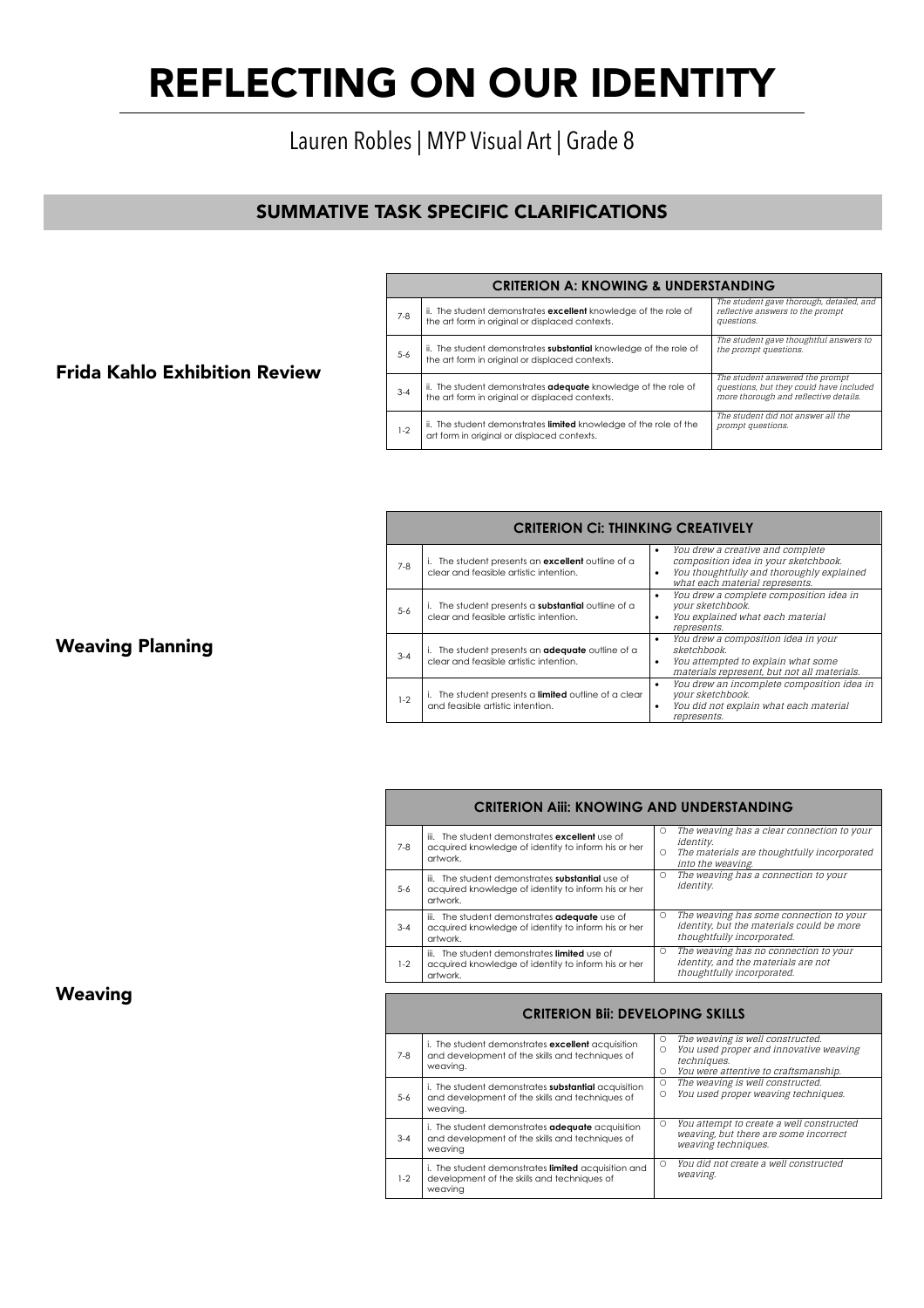# REFLECTING ON OUR IDENTITY

Lauren Robles | MYP Visual Art | Grade 8

## SUMMATIVE TASK SPECIFIC CLARIFICATIONS

### Frida Kahlo Exhibition Review

| CRITERION A: KNOWING & UNDERSTANDING | | |
|---|---|---|
| 7-8 | ii. The student demonstrates **excellent** knowledge of the role of the art form in original or displaced contexts. | *The student gave thorough, detailed, and reflective answers to the prompt questions.* |
| 5-6 | ii. The student demonstrates **substantial** knowledge of the role of the art form in original or displaced contexts. | *The student gave thoughtful answers to the prompt questions.* |
| 3-4 | ii. The student demonstrates **adequate** knowledge of the role of the art form in original or displaced contexts. | *The student answered the prompt questions, but they could have included more thorough and reflective details.* |
| 1-2 | ii. The student demonstrates **limited** knowledge of the role of the art form in original or displaced contexts. | *The student did not answer all the prompt questions.* |

### Weaving Planning

| CRITERION Ci: THINKING CREATIVELY | | |
|---|---|---|
| 7-8 | i. The student presents an **excellent** outline of a clear and feasible artistic intention. | • *You drew a creative and complete composition idea in your sketchbook.*<br>• *You thoughtfully and thoroughly explained what each material represents.* |
| 5-6 | i. The student presents a **substantial** outline of a clear and feasible artistic intention. | • *You drew a complete composition idea in your sketchbook.*<br>• *You explained what each material represents.* |
| 3-4 | i. The student presents an **adequate** outline of a clear and feasible artistic intention. | • *You drew a composition idea in your sketchbook.*<br>• *You attempted to explain what some materials represent, but not all materials.* |
| 1-2 | i. The student presents a **limited** outline of a clear and feasible artistic intention. | • *You drew an incomplete composition idea in your sketchbook.*<br>• *You did not explain what each material represents.* |

### Weaving

| CRITERION Aiii: KNOWING AND UNDERSTANDING | | |
|---|---|---|
| 7-8 | iii. The student demonstrates **excellent** use of acquired knowledge of identity to inform his or her artwork. | ○ *The weaving has a clear connection to your identity.*<br>○ *The materials are thoughtfully incorporated into the weaving.* |
| 5-6 | iii. The student demonstrates **substantial** use of acquired knowledge of identity to inform his or her artwork. | ○ *The weaving has a connection to your identity.* |
| 3-4 | iii. The student demonstrates **adequate** use of acquired knowledge of identity to inform his or her artwork. | ○ *The weaving has some connection to your identity, but the materials could be more thoughtfully incorporated.* |
| 1-2 | iii. The student demonstrates **limited** use of acquired knowledge of identity to inform his or her artwork. | ○ *The weaving has no connection to your identity, and the materials are not thoughtfully incorporated.* |

| CRITERION Bii: DEVELOPING SKILLS | | |
|---|---|---|
| 7-8 | i. The student demonstrates **excellent** acquisition and development of the skills and techniques of weaving. | ○ *The weaving is well constructed.*<br>○ *You used proper and innovative weaving techniques.*<br>○ *You were attentive to craftsmanship.* |
| 5-6 | i. The student demonstrates **substantial** acquisition and development of the skills and techniques of weaving. | ○ *The weaving is well constructed.*<br>○ *You used proper weaving techniques.* |
| 3-4 | i. The student demonstrates **adequate** acquisition and development of the skills and techniques of weaving | ○ *You attempt to create a well constructed weaving, but there are some incorrect weaving techniques.* |
| 1-2 | i. The student demonstrates **limited** acquisition and development of the skills and techniques of weaving | ○ *You did not create a well constructed weaving.* |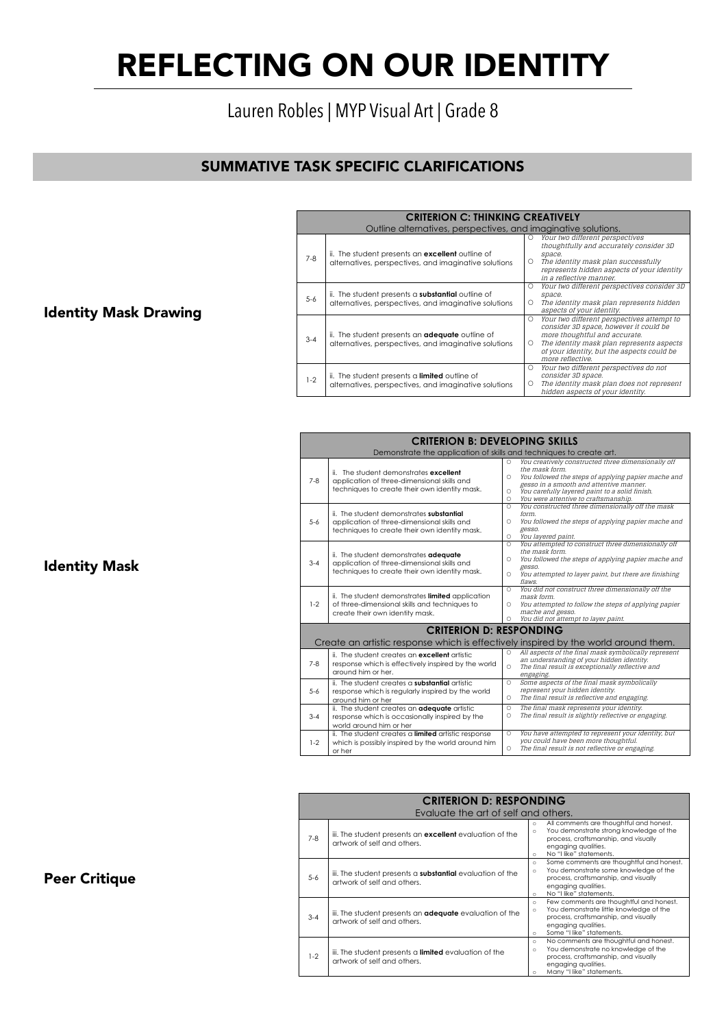# REFLECTING ON OUR IDENTITY

Lauren Robles | MYP Visual Art | Grade 8

## SUMMATIVE TASK SPECIFIC CLARIFICATIONS

### Identity Mask Drawing

| CRITERION C: THINKING CREATIVELY<br>Outline alternatives, perspectives, and imaginative solutions. | | |
|---|---|---|
| 7-8 | ii. The student presents an **excellent** outline of alternatives, perspectives, and imaginative solutions | ○ *Your two different perspectives thoughtfully and accurately consider 3D space.*<br>○ *The identity mask plan successfully represents hidden aspects of your identity in a reflective manner.* |
| 5-6 | ii. The student presents a **substantial** outline of alternatives, perspectives, and imaginative solutions | ○ *Your two different perspectives consider 3D space.*<br>○ *The identity mask plan represents hidden aspects of your identity.* |
| 3-4 | ii. The student presents an **adequate** outline of alternatives, perspectives, and imaginative solutions | ○ *Your two different perspectives attempt to consider 3D space, however it could be more thoughtful and accurate.*<br>○ *The identity mask plan represents aspects of your identity, but the aspects could be more reflective.* |
| 1-2 | ii. The student presents a **limited** outline of alternatives, perspectives, and imaginative solutions | ○ *Your two different perspectives do not consider 3D space.*<br>○ *The identity mask plan does not represent hidden aspects of your identity.* |

### Identity Mask

| CRITERION B: DEVELOPING SKILLS<br>Demonstrate the application of skills and techniques to create art. | | |
|---|---|---|
| 7-8 | ii. The student demonstrates **excellent** application of three-dimensional skills and techniques to create their own identity mask. | ○ *You creatively constructed three dimensionally off the mask form.*<br>○ *You followed the steps of applying papier mache and gesso in a smooth and attentive manner.*<br>○ *You carefully layered paint to a solid finish.*<br>○ *You were attentive to craftsmanship.* |
| 5-6 | ii. The student demonstrates **substantial** application of three-dimensional skills and techniques to create their own identity mask. | ○ *You constructed three dimensionally off the mask form.*<br>○ *You followed the steps of applying papier mache and gesso.*<br>○ *You layered paint.* |
| 3-4 | ii. The student demonstrates **adequate** application of three-dimensional skills and techniques to create their own identity mask. | ○ *You attempted to construct three dimensionally off the mask form.*<br>○ *You followed the steps of applying papier mache and gesso.*<br>○ *You attempted to layer paint, but there are finishing flaws.* |
| 1-2 | ii. The student demonstrates **limited** application of three-dimensional skills and techniques to create their own identity mask. | ○ *You did not construct three dimensionally off the mask form.*<br>○ *You attempted to follow the steps of applying papier mache and gesso.*<br>○ *You did not attempt to layer paint.* |
| **CRITERION D: RESPONDING**<br>Create an artistic response which is effectively inspired by the world around them. | | |
| 7-8 | ii. The student creates an **excellent** artistic response which is effectively inspired by the world around him or her. | ○ *All aspects of the final mask symbolically represent an understanding of your hidden identity.*<br>○ *The final result is exceptionally reflective and engaging.* |
| 5-6 | ii. The student creates a **substantial** artistic response which is regularly inspired by the world around him or her | ○ *Some aspects of the final mask symbolically represent your hidden identity.*<br>○ *The final result is reflective and engaging.* |
| 3-4 | ii. The student creates an **adequate** artistic response which is occasionally inspired by the world around him or her | ○ *The final mask represents your identity.*<br>○ *The final result is slightly reflective or engaging.* |
| 1-2 | ii. The student creates a **limited** artistic response which is possibly inspired by the world around him or her | ○ *You have attempted to represent your identity, but you could have been more thoughtful.*<br>○ *The final result is not reflective or engaging.* |

### Peer Critique

| CRITERION D: RESPONDING<br>Evaluate the art of self and others. | | |
|---|---|---|
| 7-8 | iii. The student presents an **excellent** evaluation of the artwork of self and others. | ○ All comments are thoughtful and honest.<br>○ You demonstrate strong knowledge of the process, craftsmanship, and visually engaging qualities.<br>○ No "I like" statements. |
| 5-6 | iii. The student presents a **substantial** evaluation of the artwork of self and others. | ○ Some comments are thoughtful and honest.<br>○ You demonstrate some knowledge of the process, craftsmanship, and visually engaging qualities.<br>○ No "I like" statements. |
| 3-4 | iii. The student presents an **adequate** evaluation of the artwork of self and others. | ○ Few comments are thoughtful and honest.<br>○ You demonstrate little knowledge of the process, craftsmanship, and visually engaging qualities.<br>○ Some "I like" statements. |
| 1-2 | iii. The student presents a **limited** evaluation of the artwork of self and others. | ○ No comments are thoughtful and honest.<br>○ You demonstrate no knowledge of the process, craftsmanship, and visually engaging qualities.<br>○ Many "I like" statements. |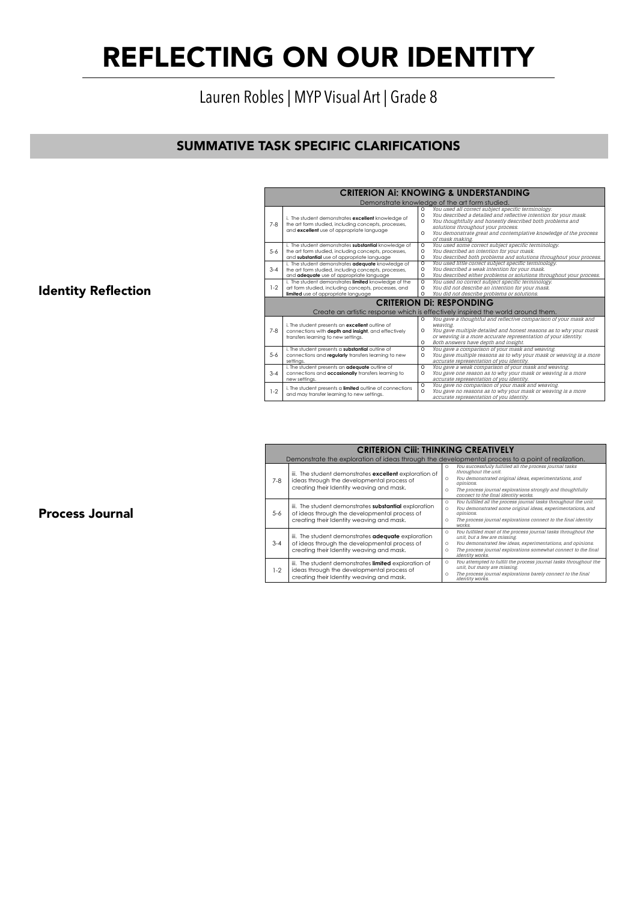# REFLECTING ON OUR IDENTITY

Lauren Robles | MYP Visual Art | Grade 8

## SUMMATIVE TASK SPECIFIC CLARIFICATIONS

### Identity Reflection

| CRITERION Ai: KNOWING & UNDERSTANDING | | |
|---|---|---|
| Demonstrate knowledge of the art form studied. | | |
| 7-8 | i. The student demonstrates **excellent** knowledge of the art form studied, including concepts, processes, and **excellent** use of appropriate language | o *You used all correct subject specific terminology.*<br>o *You described a detailed and reflective intention for your mask.*<br>o *You thoughtfully and honestly described both problems and solutions throughout your process.*<br>o *You demonstrate great and contemplative knowledge of the process of mask making.* |
| 5-6 | i. The student demonstrates **substantial** knowledge of the art form studied, including concepts, processes, and **substantial** use of appropriate language | o *You used some correct subject specific terminology.*<br>o *You described an intention for your mask.*<br>o *You described both problems and solutions throughout your process.* |
| 3-4 | i. The student demonstrates **adequate** knowledge of the art form studied, including concepts, processes, and **adequate** use of appropriate language | o *You used little correct subject specific terminology.*<br>o *You described a weak intention for your mask.*<br>o *You described either problems or solutions throughout your process.* |
| 1-2 | i. The student demonstrates **limited** knowledge of the art form studied, including concepts, processes, and **limited** use of appropriate language | o *You used no correct subject specific terminology.*<br>o *You did not describe an intention for your mask.*<br>o *You did not describe problems or solutions.* |
| **CRITERION Di: RESPONDING** | | |
| Create an artistic response which is effectively inspired the world around them. | | |
| 7-8 | i. The student presents an **excellent** outline of connections with **depth and insight**, and effectively transfers learning to new settings. | o *You gave a thoughtful and reflective comparison of your mask and weaving.*<br>o *You gave multiple detailed and honest reasons as to why your mask or weaving is a more accurate representation of your identity.*<br>o *Both answers have depth and insight.* |
| 5-6 | i. The student presents a **substantial** outline of connections and **regularly** transfers learning to new settings. | o *You gave a comparison of your mask and weaving.*<br>o *You gave multiple reasons as to why your mask or weaving is a more accurate representation of you identity.* |
| 3-4 | i. The student presents an **adequate** outline of connections and **occasionally** transfers learning to new settings. | o *You gave a weak comparison of your mask and weaving.*<br>o *You gave one reason as to why your mask or weaving is a more accurate representation of you identity.* |
| 1-2 | i. The student presents a **limited** outline of connections and may transfer learning to new settings. | o *You gave no comparison of your mask and weaving.*<br>o *You gave no reasons as to why your mask or weaving is a more accurate representation of you identity.* |

### Process Journal

| CRITERION Ciii: THINKING CREATIVELY | | |
|---|---|---|
| Demonstrate the exploration of ideas through the developmental process to a point of realization. | | |
| 7-8 | iii. The student demonstrates **excellent** exploration of ideas through the developmental process of creating their Identity weaving and mask. | o *You successfully fulfilled all the process journal tasks throughout the unit.*<br>o *You demonstrated original ideas, experimentations, and opinions.*<br>o *The process journal explorations strongly and thoughtfully connect to the final identity works.* |
| 5-6 | iii. The student demonstrates **substantial** exploration of ideas through the developmental process of creating their Identity weaving and mask. | o *You fulfilled all the process journal tasks throughout the unit.*<br>o *You demonstrated some original ideas, experimentations, and opinions.*<br>o *The process journal explorations connect to the final identity works.* |
| 3-4 | iii. The student demonstrates **adequate** exploration of ideas through the developmental process of creating their Identity weaving and mask. | o *You fulfilled most of the process journal tasks throughout the unit, but a few are missing.*<br>o *You demonstrated few ideas, experimentations, and opinions.*<br>o *The process journal explorations somewhat connect to the final identity works.* |
| 1-2 | iii. The student demonstrates **limited** exploration of ideas through the developmental process of creating their Identity weaving and mask. | o *You attempted to fulfill the process journal tasks throughout the unit, but many are missing.*<br>o *The process journal explorations barely connect to the final identity works.* |